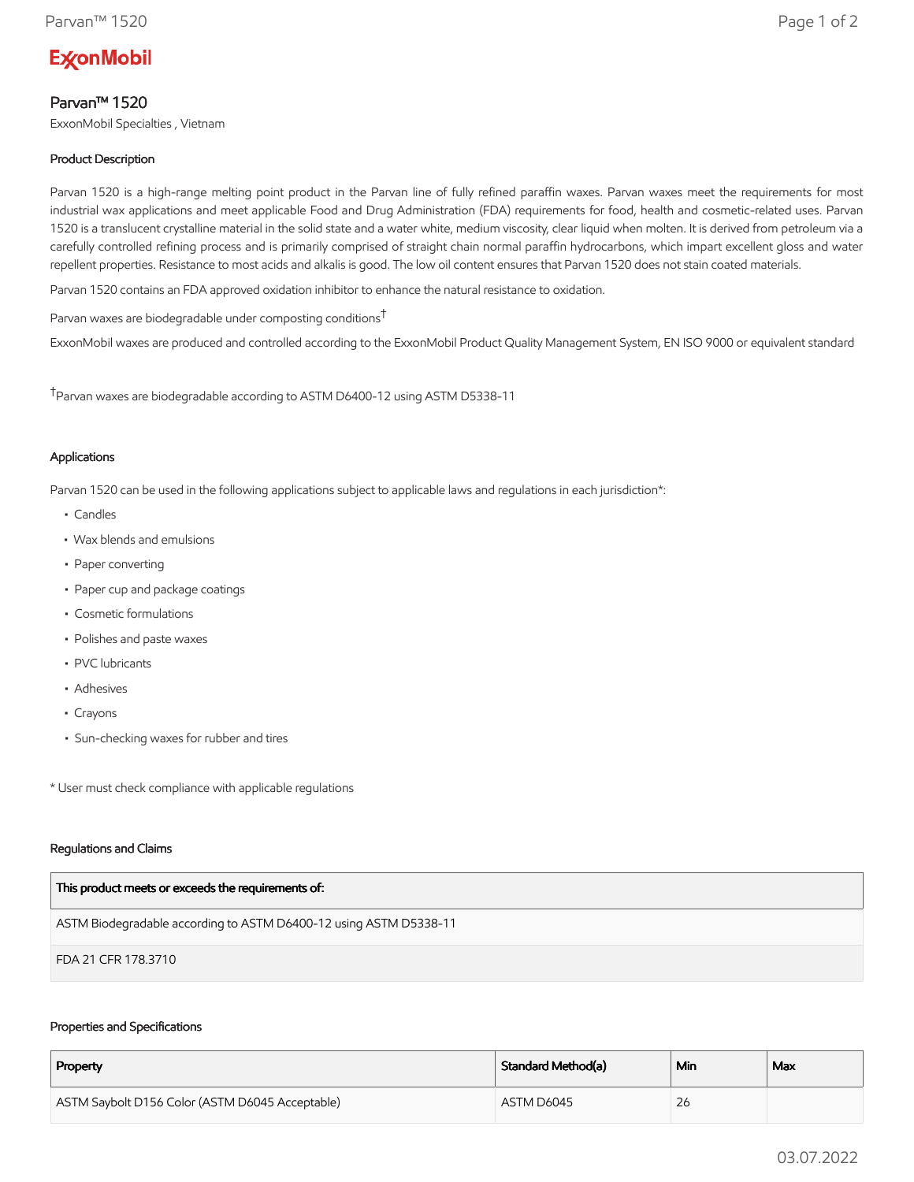ExxonMobil

# Parvan™ 1520

ExxonMobil Specialties , Vietnam

## Product Description

Parvan 1520 is a high-range melting point product in the Parvan line of fully refined paraffin waxes. Parvan waxes meet the requirements for most industrial wax applications and meet applicable Food and Drug Administration (FDA) requirements for food, health and cosmetic-related uses. Parvan 1520 is a translucent crystalline material in the solid state and a water white, medium viscosity, clear liquid when molten. It is derived from petroleum via a carefully controlled refining process and is primarily comprised of straight chain normal paraffin hydrocarbons, which impart excellent gloss and water repellent properties. Resistance to most acids and alkalis is good. The low oil content ensures that Parvan 1520 does not stain coated materials.

Parvan 1520 contains an FDA approved oxidation inhibitor to enhance the natural resistance to oxidation.

Parvan waxes are biodegradable under composting conditions[†]

ExxonMobil waxes are produced and controlled according to the ExxonMobil Product Quality Management System, EN ISO 9000 or equivalent standard

[†]Parvan waxes are biodegradable according to ASTM D6400-12 using ASTM D5338-11

## Applications

Parvan 1520 can be used in the following applications subject to applicable laws and regulations in each jurisdiction*:

- Candles
- Wax blends and emulsions
- Paper converting
- Paper cup and package coatings
- Cosmetic formulations
- Polishes and paste waxes
- PVC lubricants
- Adhesives
- Crayons
- Sun-checking waxes for rubber and tires

* User must check compliance with applicable regulations

## Regulations and Claims

| This product meets or exceeds the requirements of: |
|---|
| ASTM Biodegradable according to ASTM D6400-12 using ASTM D5338-11 |
| FDA 21 CFR 178.3710 |

## Properties and Specifications

| Property | Standard Method(a) | Min | Max |
|---|---|---|---|
| ASTM Saybolt D156 Color (ASTM D6045 Acceptable) | ASTM D6045 | 26 | |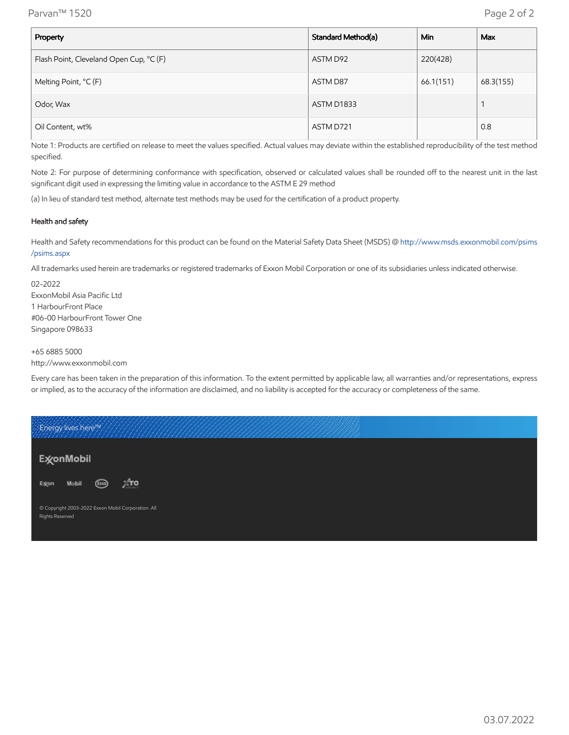| Property | Standard Method(a) | Min | Max |
|---|---|---|---|
| Flash Point, Cleveland Open Cup, °C (F) | ASTM D92 | 220(428) | |
| Melting Point, °C (F) | ASTM D87 | 66.1(151) | 68.3(155) |
| Odor, Wax | ASTM D1833 | | 1 |
| Oil Content, wt% | ASTM D721 | | 0.8 |

Note 1: Products are certified on release to meet the values specified. Actual values may deviate within the established reproducibility of the test method specified.

Note 2: For purpose of determining conformance with specification, observed or calculated values shall be rounded off to the nearest unit in the last significant digit used in expressing the limiting value in accordance to the ASTM E 29 method

(a) In lieu of standard test method, alternate test methods may be used for the certification of a product property.

### Health and safety

Health and Safety recommendations for this product can be found on the Material Safety Data Sheet (MSDS) @ http://www.msds.exxonmobil.com/psims/psims.aspx

All trademarks used herein are trademarks or registered trademarks of Exxon Mobil Corporation or one of its subsidiaries unless indicated otherwise.

02-2022
ExxonMobil Asia Pacific Ltd
1 HarbourFront Place
#06-00 HarbourFront Tower One
Singapore 098633

+65 6885 5000
http://www.exxonmobil.com

Every care has been taken in the preparation of this information. To the extent permitted by applicable law, all warranties and/or representations, express or implied, as to the accuracy of the information are disclaimed, and no liability is accepted for the accuracy or completeness of the same.

Energy lives here™

ExxonMobil

Exxon Mobil Esso XTO

© Copyright 2003-2022 Exxon Mobil Corporation. All Rights Reserved